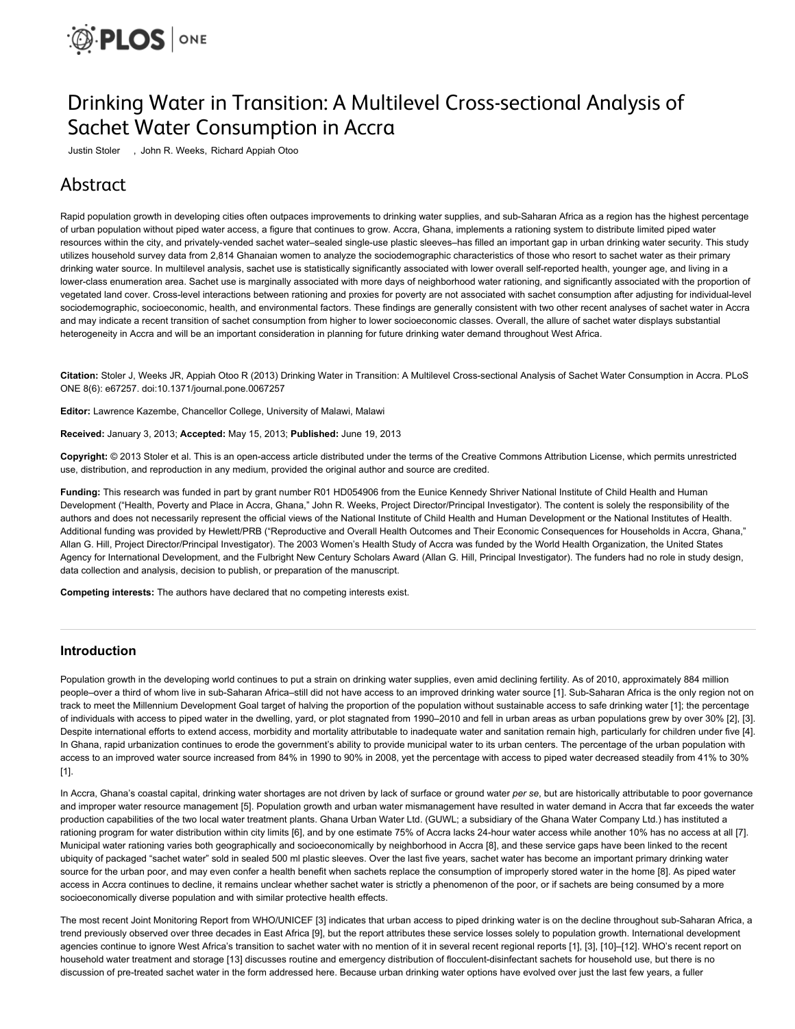# Drinking Water in Transition: A Multilevel Cross-sectional Analysis of Sachet Water Consumption in Accra

Justin Stoler , John R. Weeks, Richard Appiah Otoo

## Abstract

Rapid population growth in developing cities often outpaces improvements to drinking water supplies, and sub-Saharan Africa as a region has the highest percentage of urban population without piped water access, a figure that continues to grow. Accra, Ghana, implements a rationing system to distribute limited piped water resources within the city, and privately-vended sachet water–sealed single-use plastic sleeves–has filled an important gap in urban drinking water security. This study utilizes household survey data from 2,814 Ghanaian women to analyze the sociodemographic characteristics of those who resort to sachet water as their primary drinking water source. In multilevel analysis, sachet use is statistically significantly associated with lower overall self-reported health, younger age, and living in a lower-class enumeration area. Sachet use is marginally associated with more days of neighborhood water rationing, and significantly associated with the proportion of vegetated land cover. Cross-level interactions between rationing and proxies for poverty are not associated with sachet consumption after adjusting for individual-level sociodemographic, socioeconomic, health, and environmental factors. These findings are generally consistent with two other recent analyses of sachet water in Accra and may indicate a recent transition of sachet consumption from higher to lower socioeconomic classes. Overall, the allure of sachet water displays substantial heterogeneity in Accra and will be an important consideration in planning for future drinking water demand throughout West Africa.

**Citation:** Stoler J, Weeks JR, Appiah Otoo R (2013) Drinking Water in Transition: A Multilevel Cross-sectional Analysis of Sachet Water Consumption in Accra. PLoS ONE 8(6): e67257. doi:10.1371/journal.pone.0067257

**Editor:** Lawrence Kazembe, Chancellor College, University of Malawi, Malawi

**Received:** January 3, 2013; **Accepted:** May 15, 2013; **Published:** June 19, 2013

**Copyright:** © 2013 Stoler et al. This is an open-access article distributed under the terms of the Creative Commons Attribution License, which permits unrestricted use, distribution, and reproduction in any medium, provided the original author and source are credited.

**Funding:** This research was funded in part by grant number R01 HD054906 from the Eunice Kennedy Shriver National Institute of Child Health and Human Development ("Health, Poverty and Place in Accra, Ghana," John R. Weeks, Project Director/Principal Investigator). The content is solely the responsibility of the authors and does not necessarily represent the official views of the National Institute of Child Health and Human Development or the National Institutes of Health. Additional funding was provided by Hewlett/PRB ("Reproductive and Overall Health Outcomes and Their Economic Consequences for Households in Accra, Ghana," Allan G. Hill, Project Director/Principal Investigator). The 2003 Women's Health Study of Accra was funded by the World Health Organization, the United States Agency for International Development, and the Fulbright New Century Scholars Award (Allan G. Hill, Principal Investigator). The funders had no role in study design, data collection and analysis, decision to publish, or preparation of the manuscript.

**Competing interests:** The authors have declared that no competing interests exist.

## Introduction

Population growth in the developing world continues to put a strain on drinking water supplies, even amid declining fertility. As of 2010, approximately 884 million people–over a third of whom live in sub-Saharan Africa–still did not have access to an improved drinking water source [1]. Sub-Saharan Africa is the only region not on track to meet the Millennium Development Goal target of halving the proportion of the population without sustainable access to safe drinking water [1]; the percentage of individuals with access to piped water in the dwelling, yard, or plot stagnated from 1990–2010 and fell in urban areas as urban populations grew by over 30% [2], [3]. Despite international efforts to extend access, morbidity and mortality attributable to inadequate water and sanitation remain high, particularly for children under five [4]. In Ghana, rapid urbanization continues to erode the government's ability to provide municipal water to its urban centers. The percentage of the urban population with access to an improved water source increased from 84% in 1990 to 90% in 2008, yet the percentage with access to piped water decreased steadily from 41% to 30% [1].

In Accra, Ghana's coastal capital, drinking water shortages are not driven by lack of surface or ground water *per se*, but are historically attributable to poor governance and improper water resource management [5]. Population growth and urban water mismanagement have resulted in water demand in Accra that far exceeds the water production capabilities of the two local water treatment plants. Ghana Urban Water Ltd. (GUWL; a subsidiary of the Ghana Water Company Ltd.) has instituted a rationing program for water distribution within city limits [6], and by one estimate 75% of Accra lacks 24-hour water access while another 10% has no access at all [7]. Municipal water rationing varies both geographically and socioeconomically by neighborhood in Accra [8], and these service gaps have been linked to the recent ubiquity of packaged "sachet water" sold in sealed 500 ml plastic sleeves. Over the last five years, sachet water has become an important primary drinking water source for the urban poor, and may even confer a health benefit when sachets replace the consumption of improperly stored water in the home [8]. As piped water access in Accra continues to decline, it remains unclear whether sachet water is strictly a phenomenon of the poor, or if sachets are being consumed by a more socioeconomically diverse population and with similar protective health effects.

The most recent Joint Monitoring Report from WHO/UNICEF [3] indicates that urban access to piped drinking water is on the decline throughout sub-Saharan Africa, a trend previously observed over three decades in East Africa [9], but the report attributes these service losses solely to population growth. International development agencies continue to ignore West Africa's transition to sachet water with no mention of it in several recent regional reports [1], [3], [10]–[12]. WHO's recent report on household water treatment and storage [13] discusses routine and emergency distribution of flocculent-disinfectant sachets for household use, but there is no discussion of pre-treated sachet water in the form addressed here. Because urban drinking water options have evolved over just the last few years, a fuller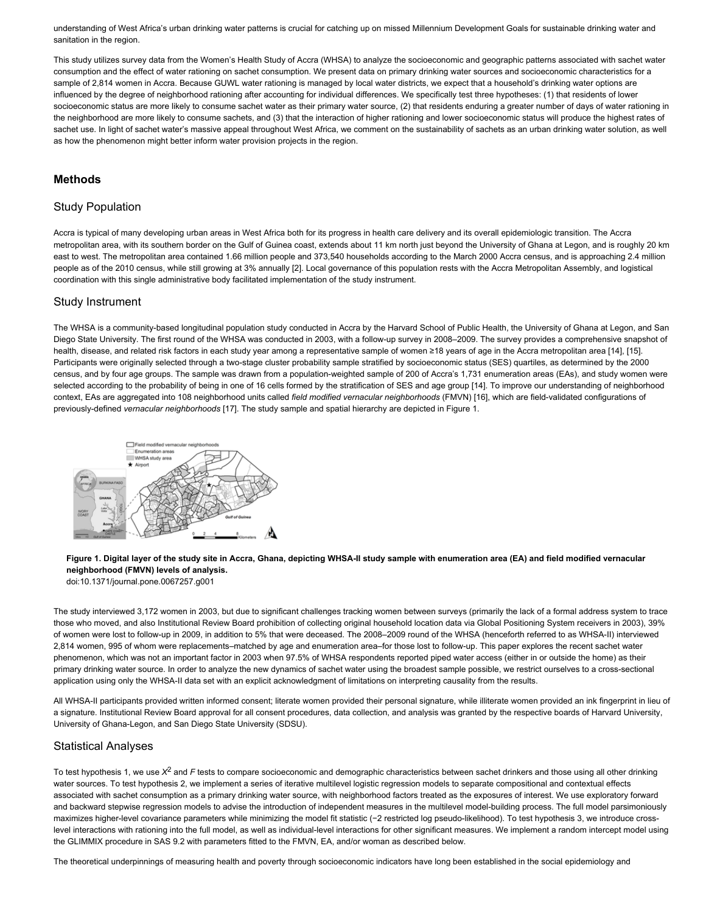understanding of West Africa's urban drinking water patterns is crucial for catching up on missed Millennium Development Goals for sustainable drinking water and sanitation in the region.

This study utilizes survey data from the Women's Health Study of Accra (WHSA) to analyze the socioeconomic and geographic patterns associated with sachet water consumption and the effect of water rationing on sachet consumption. We present data on primary drinking water sources and socioeconomic characteristics for a sample of 2,814 women in Accra. Because GUWL water rationing is managed by local water districts, we expect that a household's drinking water options are influenced by the degree of neighborhood rationing after accounting for individual differences. We specifically test three hypotheses: (1) that residents of lower socioeconomic status are more likely to consume sachet water as their primary water source, (2) that residents enduring a greater number of days of water rationing in the neighborhood are more likely to consume sachets, and (3) that the interaction of higher rationing and lower socioeconomic status will produce the highest rates of sachet use. In light of sachet water's massive appeal throughout West Africa, we comment on the sustainability of sachets as an urban drinking water solution, as well as how the phenomenon might better inform water provision projects in the region.

## Methods

### Study Population

Accra is typical of many developing urban areas in West Africa both for its progress in health care delivery and its overall epidemiologic transition. The Accra metropolitan area, with its southern border on the Gulf of Guinea coast, extends about 11 km north just beyond the University of Ghana at Legon, and is roughly 20 km east to west. The metropolitan area contained 1.66 million people and 373,540 households according to the March 2000 Accra census, and is approaching 2.4 million people as of the 2010 census, while still growing at 3% annually [2]. Local governance of this population rests with the Accra Metropolitan Assembly, and logistical coordination with this single administrative body facilitated implementation of the study instrument.

### Study Instrument

The WHSA is a community-based longitudinal population study conducted in Accra by the Harvard School of Public Health, the University of Ghana at Legon, and San Diego State University. The first round of the WHSA was conducted in 2003, with a follow-up survey in 2008–2009. The survey provides a comprehensive snapshot of health, disease, and related risk factors in each study year among a representative sample of women ≥18 years of age in the Accra metropolitan area [14], [15]. Participants were originally selected through a two-stage cluster probability sample stratified by socioeconomic status (SES) quartiles, as determined by the 2000 census, and by four age groups. The sample was drawn from a population-weighted sample of 200 of Accra's 1,731 enumeration areas (EAs), and study women were selected according to the probability of being in one of 16 cells formed by the stratification of SES and age group [14]. To improve our understanding of neighborhood context, EAs are aggregated into 108 neighborhood units called *field modified vernacular neighborhoods* (FMVN) [16], which are field-validated configurations of previously-defined *vernacular neighborhoods* [17]. The study sample and spatial hierarchy are depicted in Figure 1.

Field modified vernacular neighborhoods
Enumeration areas
WHSA study area
Airport
BURKINA FASO
GHANA
IVORY COAST
TOGO
Accra
Gulf of Guinea
0 2 4 8 Kilometers

**Figure 1. Digital layer of the study site in Accra, Ghana, depicting WHSA-II study sample with enumeration area (EA) and field modified vernacular neighborhood (FMVN) levels of analysis.**
doi:10.1371/journal.pone.0067257.g001

The study interviewed 3,172 women in 2003, but due to significant challenges tracking women between surveys (primarily the lack of a formal address system to trace those who moved, and also Institutional Review Board prohibition of collecting original household location data via Global Positioning System receivers in 2003), 39% of women were lost to follow-up in 2009, in addition to 5% that were deceased. The 2008–2009 round of the WHSA (henceforth referred to as WHSA-II) interviewed 2,814 women, 995 of whom were replacements–matched by age and enumeration area–for those lost to follow-up. This paper explores the recent sachet water phenomenon, which was not an important factor in 2003 when 97.5% of WHSA respondents reported piped water access (either in or outside the home) as their primary drinking water source. In order to analyze the new dynamics of sachet water using the broadest sample possible, we restrict ourselves to a cross-sectional application using only the WHSA-II data set with an explicit acknowledgment of limitations on interpreting causality from the results.

All WHSA-II participants provided written informed consent; literate women provided their personal signature, while illiterate women provided an ink fingerprint in lieu of a signature. Institutional Review Board approval for all consent procedures, data collection, and analysis was granted by the respective boards of Harvard University, University of Ghana-Legon, and San Diego State University (SDSU).

### Statistical Analyses

To test hypothesis 1, we use $X^2$ and $F$ tests to compare socioeconomic and demographic characteristics between sachet drinkers and those using all other drinking water sources. To test hypothesis 2, we implement a series of iterative multilevel logistic regression models to separate compositional and contextual effects associated with sachet consumption as a primary drinking water source, with neighborhood factors treated as the exposures of interest. We use exploratory forward and backward stepwise regression models to advise the introduction of independent measures in the multilevel model-building process. The full model parsimoniously maximizes higher-level covariance parameters while minimizing the model fit statistic (−2 restricted log pseudo-likelihood). To test hypothesis 3, we introduce cross-level interactions with rationing into the full model, as well as individual-level interactions for other significant measures. We implement a random intercept model using the GLIMMIX procedure in SAS 9.2 with parameters fitted to the FMVN, EA, and/or woman as described below.

The theoretical underpinnings of measuring health and poverty through socioeconomic indicators have long been established in the social epidemiology and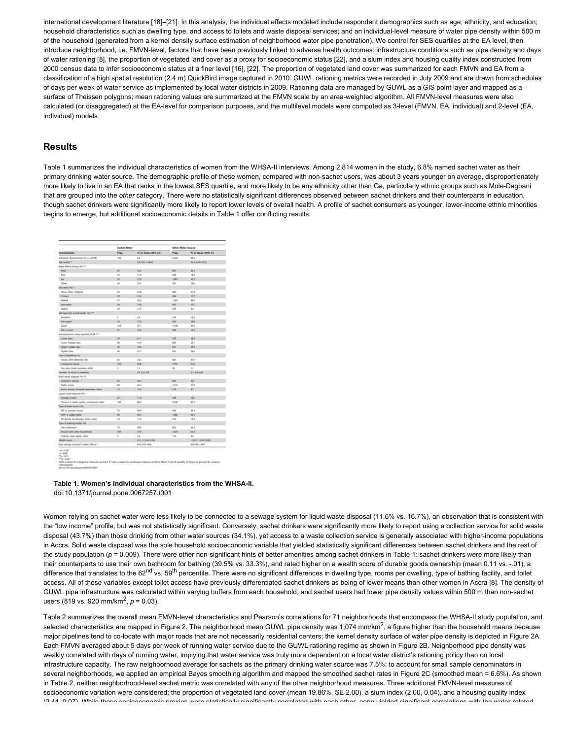international development literature [18]–[21]. In this analysis, the individual effects modeled include respondent demographics such as age, ethnicity, and education; household characteristics such as dwelling type, and access to toilets and waste disposal services; and an individual-level measure of water pipe density within 500 m of the household (generated from a kernel density surface estimation of neighborhood water pipe penetration). We control for SES quartiles at the EA level, then introduce neighborhood, i.e. FMVN-level, factors that have been previously linked to adverse health outcomes: infrastructure conditions such as pipe density and days of water rationing [8], the proportion of vegetated land cover as a proxy for socioeconomic status [22], and a slum index and housing quality index constructed from 2000 census data to infer socioeconomic status at a finer level [16], [22]. The proportion of vegetated land cover was summarized for each FMVN and EA from a classification of a high spatial resolution (2.4 m) QuickBird image captured in 2010. GUWL rationing metrics were recorded in July 2009 and are drawn from schedules of days per week of water service as implemented by local water districts in 2009. Rationing data are managed by GUWL as a GIS point layer and mapped as a surface of Theissen polygons; mean rationing values are summarized at the FMVN scale by an area-weighted algorithm. All FMVN-level measures were also calculated (or disaggregated) at the EA-level for comparison purposes, and the multilevel models were computed as 3-level (FMVN, EA, individual) and 2-level (EA, individual) models.

## Results

Table 1 summarizes the individual characteristics of women from the WHSA-II interviews. Among 2,814 women in the study, 6.8% named sachet water as their primary drinking water source. The demographic profile of these women, compared with non-sachet users, was about 3 years younger on average, disproportionately more likely to live in an EA that ranks in the lowest SES quartile, and more likely to be any ethnicity other than Ga, particularly ethnic groups such as Mole-Dagbani that are grouped into the *other* category. There were no statistically significant differences observed between sachet drinkers and their counterparts in education, though sachet drinkers were significantly more likely to report lower levels of overall health. A profile of sachet consumers as younger, lower-income ethnic minorities begins to emerge, but additional socioeconomic details in Table 1 offer conflicting results.

| | Sachet Water | | Other Water Source | |
|---|---|---|---|---|
| **Characteristic** | **Freq.** | **% or mean (95% CI)** | **Freq.** | **% or mean (95% CI)** |
| Individual characteristics (%, n = 2,814) | 190 | 6.8 | 2,624 | 93.2 |
| Age (years) * | | 43.5 (41.1–46.0) | | 46.5 (45.8–47.2) |
| Major Ethnic Group (%) *** | | | | |
| Akan | 65 | 34.2 | 850 | 32.4 |
| Ewe | 33 | 17.4 | 358 | 13.6 |
| Ga | 53 | 27.9 | 1,085 | 41.3 |
| Other | 39 | 20.5 | 331 | 12.6 |
| Education (%) ~ | | | | |
| None, other, religious | 43 | 22.6 | 566 | 21.6 |
| Primary | 29 | 15.3 | 306 | 11.7 |
| Middle | 57 | 30.2 | 1,043 | 40.0 |
| Secondary | 36 | 19.0 | 435 | 16.7 |
| Higher | 24 | 12.7 | 255 | 9.8 |
| Self-reported overall health (%) *** | | | | |
| Excellent | 5 | 2.6 | 319 | 12.3 |
| Very good | 33 | 17.5 | 650 | 25.0 |
| Good | 108 | 57.1 | 1,230 | 47.6 |
| Fair or poor | 43 | 22.8 | 396 | 15.2 |
| Socioeconomic status quartile of EA *** | | | | |
| Lower class | 78 | 41.1 | 707 | 26.9 |
| Lower middle class | 36 | 18.9 | 605 | 23.1 |
| Upper middle class | 36 | 18.9 | 681 | 26.0 |
| Higher class | 40 | 21.1 | 631 | 24.0 |
| Type of dwelling (%) | | | | |
| House, semi-detached, flat | 63 | 33.2 | 820 | 31.3 |
| Compound house | 125 | 65.8 | 1772 | 67.6 |
| Hut, tent, kiosk, business, other | 2 | 1.1 | 28 | 1.1 |
| Number of rooms in dwelling | | 2.5 (2.3–2.8) | | 2.5 (2.4–2.6) |
| Solid waste disposal (%) ** | | | | |
| Collection service | 83 | 43.7 | 894 | 34.1 |
| Public dump | 88 | 46.3 | 1,516 | 57.8 |
| Burnt, buried, dumped elsewhere, other | 19 | 10.0 | 214 | 8.2 |
| Liquid waste disposal (%) ~ | | | | |
| Sewage system | 22 | 11.6 | 438 | 16.7 |
| Thrown in street, gutter, compound, other | 168 | 88.4 | 2,186 | 83.3 |
| Type of toilet access (%) | | | | |
| WC or another house | 73 | 38.4 | 976 | 37.3 |
| KVIP or public toilet | 88 | 46.3 | 1266 | 48.3 |
| Pit latrine, bucket/pan, other, none | 29 | 15.3 | 376 | 14.4 |
| Type of bathing facility (%) | | | | |
| Own bathroom | 75 | 39.5 | 873 | 33.3 |
| Shared with other households | 109 | 57.4 | 1,635 | 62.3 |
| Cubicle, open space, other | 6 | 3.2 | 116 | 4.4 |
| Wealth score ~ | | 0.11 (−0.02–0.24) | | −0.01 (−0.05–0.03) |
| Pipe density (mm/km²) within 500 m * | | 819 (732–906) | | 920 (892–947) |

~p<0.10;
*p<0.05;
**p<0.01;
***p<0.001.
Note: p-values for categorical measures are from $\chi^2$ test; p-values for continuous measure are from Welch F test of equality of means to account for variance heterogeneity.
doi:10.1371/journal.pone.0067257.t001

**Table 1. Women's individual characteristics from the WHSA-II.**
doi:10.1371/journal.pone.0067257.t001

Women relying on sachet water were less likely to be connected to a sewage system for liquid waste disposal (11.6% vs. 16.7%), an observation that is consistent with the "low income" profile, but was not statistically significant. Conversely, sachet drinkers were significantly more likely to report using a collection service for solid waste disposal (43.7%) than those drinking from other water sources (34.1%), yet access to a waste collection service is generally associated with higher-income populations in Accra. Solid waste disposal was the sole household socioeconomic variable that yielded statistically significant differences between sachet drinkers and the rest of the study population ($p = 0.009$). There were other non-significant hints of better amenities among sachet drinkers in Table 1: sachet drinkers were more likely than their counterparts to use their own bathroom for bathing (39.5% vs. 33.3%), and rated higher on a wealth score of durable goods ownership (mean 0.11 vs. -.01), a difference that translates to the 62nd vs. 59th percentile. There were no significant differences in dwelling type, rooms per dwelling, type of bathing facility, and toilet access. All of these variables except toilet access have previously differentiated sachet drinkers as being of lower means than other women in Accra [8]. The density of GUWL pipe infrastructure was calculated within varying buffers from each household, and sachet users had lower pipe density values within 500 m than non-sachet users (819 vs. 920 mm/km$^2$, $p = 0.03$).

Table 2 summarizes the overall mean FMVN-level characteristics and Pearson's correlations for 71 neighborhoods that encompass the WHSA-II study population, and selected characteristics are mapped in Figure 2. The neighborhood mean GUWL pipe density was 1,074 mm/km$^2$, a figure higher than the household means because major pipelines tend to co-locate with major roads that are not necessarily residential centers; the kernel density surface of water pipe density is depicted in Figure 2A. Each FMVN averaged about 5 days per week of running water service due to the GUWL rationing regime as shown in Figure 2B. Neighborhood pipe density was weakly correlated with days of running water, implying that water service was truly more dependent on a local water district's rationing policy than on local infrastructure capacity. The raw neighborhood average for sachets as the primary drinking water source was 7.5%; to account for small sample denominators in several neighborhoods, we applied an empirical Bayes smoothing algorithm and mapped the smoothed sachet rates in Figure 2C (smoothed mean = 6.6%). As shown in Table 2, neither neighborhood-level sachet metric was correlated with any of the other neighborhood measures. Three additional FMVN-level measures of socioeconomic variation were considered: the proportion of vegetated land cover (mean 19.86%, SE 2.00), a slum index (2.00, 0.04), and a housing quality index (2.44, 0.07). While these socioeconomic proxies were statistically significantly correlated with each other, none yielded significant correlations with the water-related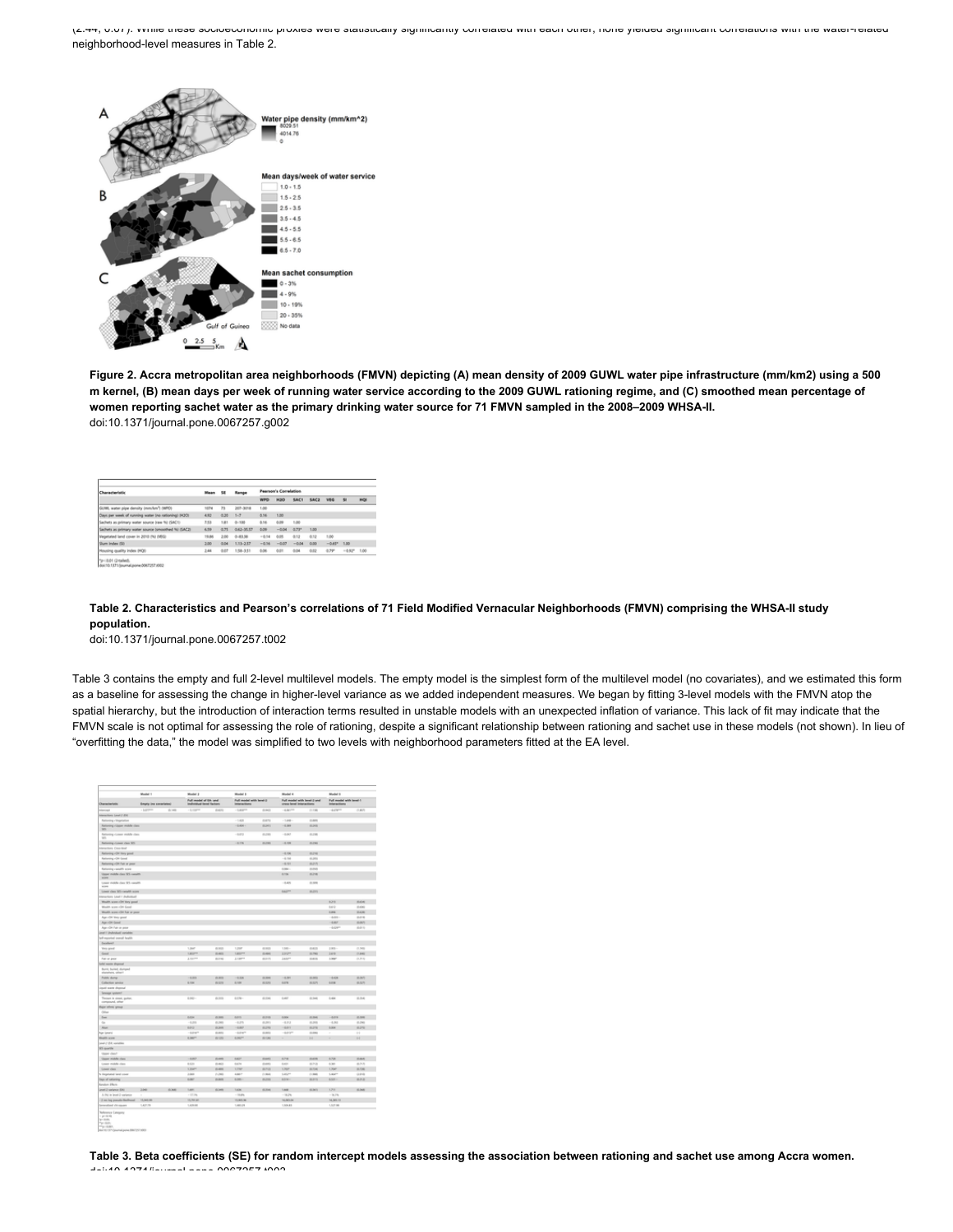(2.44, 0.67). While these socioeconomic proxies were statistically significantly correlated with each other, none yielded significant correlations with the water-related neighborhood-level measures in Table 2.

A

Water pipe density (mm/km^2)

8029.51

4014.76

0

B

Mean days/week of water service

1.0 - 1.5

1.5 - 2.5

2.5 - 3.5

3.5 - 4.5

4.5 - 5.5

5.5 - 6.5

6.5 - 7.0

C

Mean sachet consumption

0 - 3%

4 - 9%

10 - 19%

20 - 35%

No data

Gulf of Guinea

0 2.5 5 Km

**Figure 2. Accra metropolitan area neighborhoods (FMVN) depicting (A) mean density of 2009 GUWL water pipe infrastructure (mm/km2) using a 500 m kernel, (B) mean days per week of running water service according to the 2009 GUWL rationing regime, and (C) smoothed mean percentage of women reporting sachet water as the primary drinking water source for 71 FMVN sampled in the 2008–2009 WHSA-II.**
doi:10.1371/journal.pone.0067257.g002

| Characteristic | Mean | SE | Range | Pearson's Correlation | | | | | | |
|---|---|---|---|---|---|---|---|---|---|---|
| | | | | WPD | H2O | SAC1 | SAC2 | VEG | SI | HQI |
| GUWL water pipe density (mm/km²) (WPD) | 1074 | 75 | 207–3018 | 1.00 | | | | | | |
| Days per week of running water (no rationing) (H2O) | 4.92 | 0.23 | 1–7 | 0.16 | 1.00 | | | | | |
| Sachets as primary water source (raw %) (SAC1) | 7.53 | 1.81 | 0–100 | 0.16 | 0.09 | 1.00 | | | | |
| Sachets as primary water source (smoothed %) (SAC2) | 4.59 | 0.75 | 0.62–35.57 | 0.09 | −0.04 | 0.73* | 1.00 | | | |
| Vegetated land cover in 2010 (%) (VEG) | 19.86 | 2.00 | 0–83.58 | −0.14 | 0.05 | 0.12 | 0.12 | 1.00 | | |
| Slum index (SI) | 2.00 | 0.04 | 1.13–2.57 | −0.16 | −0.07 | −0.04 | 0.00 | −0.43* | 1.00 | |
| Housing quality index (HQI) | 2.44 | 0.07 | 1.56–3.51 | 0.06 | 0.01 | 0.04 | 0.02 | 0.79* | −0.82* | 1.00 |

*p<0.01 (2-tailed).
doi:10.1371/journal.pone.0067257.t002

**Table 2. Characteristics and Pearson's correlations of 71 Field Modified Vernacular Neighborhoods (FMVN) comprising the WHSA-II study population.**
doi:10.1371/journal.pone.0067257.t002

Table 3 contains the empty and full 2-level multilevel models. The empty model is the simplest form of the multilevel model (no covariates), and we estimated this form as a baseline for assessing the change in higher-level variance as we added independent measures. We began by fitting 3-level models with the FMVN atop the spatial hierarchy, but the introduction of interaction terms resulted in unstable models with an unexpected inflation of variance. This lack of fit may indicate that the FMVN scale is not optimal for assessing the role of rationing, despite a significant relationship between rationing and sachet use in these models (not shown). In lieu of "overfitting the data," the model was simplified to two levels with neighborhood parameters fitted at the EA level.

**Table 3. Beta coefficients (SE) for random intercept models assessing the association between rationing and sachet use among Accra women.**
doi:10.1371/journal.pone.0067257.t003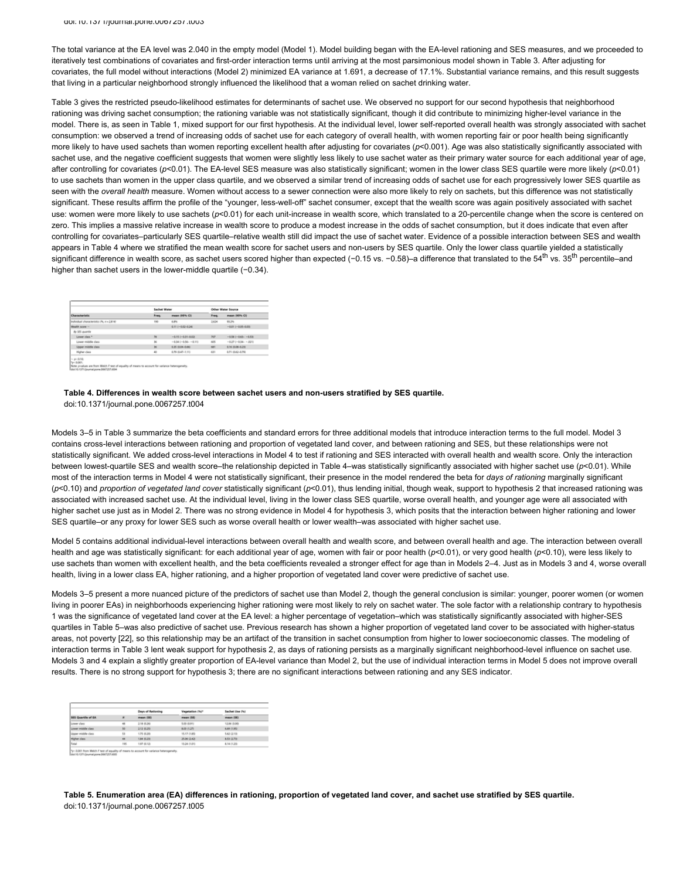doi:10.1371/journal.pone.0067257.t003

The total variance at the EA level was 2.040 in the empty model (Model 1). Model building began with the EA-level rationing and SES measures, and we proceeded to iteratively test combinations of covariates and first-order interaction terms until arriving at the most parsimonious model shown in Table 3. After adjusting for covariates, the full model without interactions (Model 2) minimized EA variance at 1.691, a decrease of 17.1%. Substantial variance remains, and this result suggests that living in a particular neighborhood strongly influenced the likelihood that a woman relied on sachet drinking water.

Table 3 gives the restricted pseudo-likelihood estimates for determinants of sachet use. We observed no support for our second hypothesis that neighborhood rationing was driving sachet consumption; the rationing variable was not statistically significant, though it did contribute to minimizing higher-level variance in the model. There is, as seen in Table 1, mixed support for our first hypothesis. At the individual level, lower self-reported overall health was strongly associated with sachet consumption: we observed a trend of increasing odds of sachet use for each category of overall health, with women reporting fair or poor health being significantly more likely to have used sachets than women reporting excellent health after adjusting for covariates ($p<0.001$). Age was also statistically significantly associated with sachet use, and the negative coefficient suggests that women were slightly less likely to use sachet water as their primary water source for each additional year of age, after controlling for covariates ($p<0.01$). The EA-level SES measure was also statistically significant; women in the lower class SES quartile were more likely ($p<0.01$) to use sachets than women in the upper class quartile, and we observed a similar trend of increasing odds of sachet use for each progressively lower SES quartile as seen with the *overall health* measure. Women without access to a sewer connection were also more likely to rely on sachets, but this difference was not statistically significant. These results affirm the profile of the "younger, less-well-off" sachet consumer, except that the wealth score was again positively associated with sachet use: women were more likely to use sachets ($p<0.01$) for each unit-increase in wealth score, which translated to a 20-percentile change when the score is centered on zero. This implies a massive relative increase in wealth score to produce a modest increase in the odds of sachet consumption, but it does indicate that even after controlling for covariates–particularly SES quartile–relative wealth still did impact the use of sachet water. Evidence of a possible interaction between SES and wealth appears in Table 4 where we stratified the mean wealth score for sachet users and non-users by SES quartile. Only the lower class quartile yielded a statistically significant difference in wealth score, as sachet users scored higher than expected (−0.15 vs. −0.58)–a difference that translated to the 54th vs. 35th percentile–and higher than sachet users in the lower-middle quartile (−0.34).

| Characteristic | Sachet Water | | Other Water Source | |
|---|---|---|---|---|
| | Freq. | mean (95% CI) | Freq. | mean (95% CI) |
| Individual characteristic (%, n = 2,814) | 190 | 6.8% | 2,624 | 93.2% |
| Wealth score ~ | | 0.11 (−0.02–0.24) | | −0.01 (−0.05–0.03) |
| By SES quartile | | | | |
| Lower class * | 78 | −0.15 (−0.31–0.02) | 707 | −0.58 (−0.60– −0.55) |
| Lower-middle class | 36 | −0.34 (−0.56– −0.11) | 605 | −0.27 (−0.34– −0.21) |
| Upper-middle class | 36 | 0.35 (0.04–0.66) | 681 | 0.16 (0.08–0.23) |
| Higher class | 40 | 0.79 (0.47–1.11) | 631 | 0.71 (0.62–0.79) |

~ $p<0.10$
*$p<0.001$.
Note: p-values are from Welch F test of equality of means to account for variance heterogeneity.
doi:10.1371/journal.pone.0067257.t004

**Table 4. Differences in wealth score between sachet users and non-users stratified by SES quartile.**
doi:10.1371/journal.pone.0067257.t004

Models 3–5 in Table 3 summarize the beta coefficients and standard errors for three additional models that introduce interaction terms to the full model. Model 3 contains cross-level interactions between rationing and proportion of vegetated land cover, and between rationing and SES, but these relationships were not statistically significant. We added cross-level interactions in Model 4 to test if rationing and SES interacted with overall health and wealth score. Only the interaction between lowest-quartile SES and wealth score–the relationship depicted in Table 4–was statistically significantly associated with higher sachet use ($p<0.01$). While most of the interaction terms in Model 4 were not statistically significant, their presence in the model rendered the beta for *days of rationing* marginally significant ($p<0.10$) and *proportion of vegetated land cover* statistically significant ($p<0.01$), thus lending initial, though weak, support to hypothesis 2 that increased rationing was associated with increased sachet use. At the individual level, living in the lower class SES quartile, worse overall health, and younger age were all associated with higher sachet use just as in Model 2. There was no strong evidence in Model 4 for hypothesis 3, which posits that the interaction between higher rationing and lower SES quartile–or any proxy for lower SES such as worse overall health or lower wealth–was associated with higher sachet use.

Model 5 contains additional individual-level interactions between overall health and wealth score, and between overall health and age. The interaction between overall health and age was statistically significant: for each additional year of age, women with fair or poor health ($p<0.01$), or very good health ($p<0.10$), were less likely to use sachets than women with excellent health, and the beta coefficients revealed a stronger effect for age than in Models 2–4. Just as in Models 3 and 4, worse overall health, living in a lower class EA, higher rationing, and a higher proportion of vegetated land cover were predictive of sachet use.

Models 3–5 present a more nuanced picture of the predictors of sachet use than Model 2, though the general conclusion is similar: younger, poorer women (or women living in poorer EAs) in neighborhoods experiencing higher rationing were most likely to rely on sachet water. The sole factor with a relationship contrary to hypothesis 1 was the significance of vegetated land cover at the EA level: a higher percentage of vegetation–which was statistically significantly associated with higher-SES quartiles in Table 5–was also predictive of sachet use. Previous research has shown a higher proportion of vegetated land cover to be associated with higher-status areas, not poverty [22], so this relationship may be an artifact of the transition in sachet consumption from higher to lower socioeconomic classes. The modeling of interaction terms in Table 3 lent weak support for hypothesis 2, as days of rationing persists as a marginally significant neighborhood-level influence on sachet use. Models 3 and 4 explain a slightly greater proportion of EA-level variance than Model 2, but the use of individual interaction terms in Model 5 does not improve overall results. There is no strong support for hypothesis 3; there are no significant interactions between rationing and any SES indicator.

| SES Quartile of EA | # | Days of Rationing | Vegetation (%)* | Sachet Use (%) |
|---|---|---|---|---|
| | | mean (SE) | mean (SE) | mean (SE) |
| Lower class | 48 | 2.18 (0.20) | 5.03 (0.91) | 12.06 (3.09) |
| Lower middle class | 50 | 2.12 (0.25) | 8.03 (1.27) | 6.69 (1.95) |
| Upper middle class | 53 | 1.75 (0.20) | 15.17 (1.85) | 5.62 (2.13) |
| Higher class | 44 | 1.84 (0.23) | 25.06 (2.42) | 6.53 (2.73) |
| Total | 195 | 1.97 (0.10) | 13.24 (1.01) | 8.14 (1.23) |

*$p<0.001$ from Welch F test of equality of means to account for variance heterogeneity.
doi:10.1371/journal.pone.0067257.t005

**Table 5. Enumeration area (EA) differences in rationing, proportion of vegetated land cover, and sachet use stratified by SES quartile.**
doi:10.1371/journal.pone.0067257.t005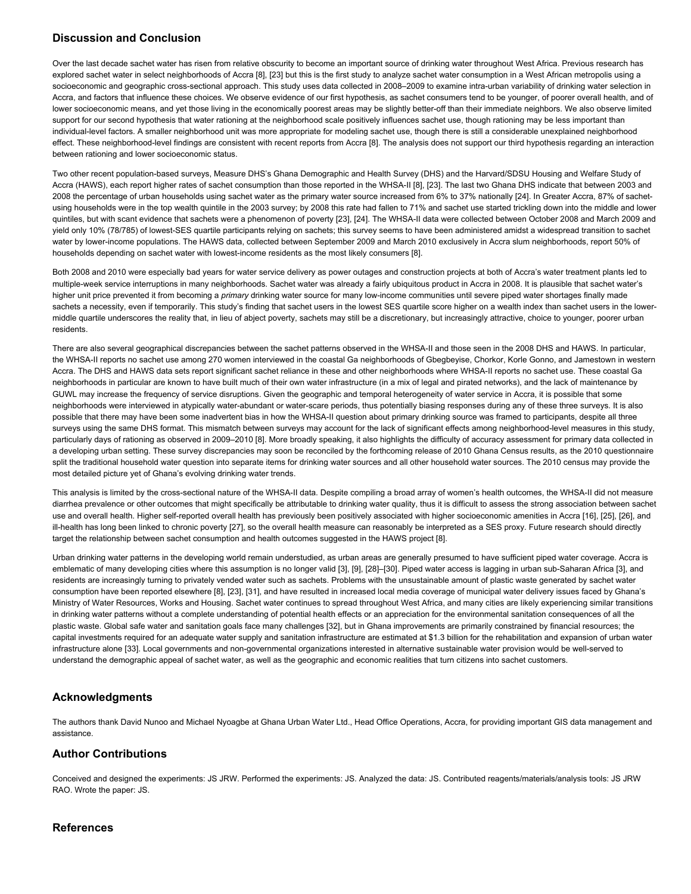## Discussion and Conclusion

Over the last decade sachet water has risen from relative obscurity to become an important source of drinking water throughout West Africa. Previous research has explored sachet water in select neighborhoods of Accra [8], [23] but this is the first study to analyze sachet water consumption in a West African metropolis using a socioeconomic and geographic cross-sectional approach. This study uses data collected in 2008–2009 to examine intra-urban variability of drinking water selection in Accra, and factors that influence these choices. We observe evidence of our first hypothesis, as sachet consumers tend to be younger, of poorer overall health, and of lower socioeconomic means, and yet those living in the economically poorest areas may be slightly better-off than their immediate neighbors. We also observe limited support for our second hypothesis that water rationing at the neighborhood scale positively influences sachet use, though rationing may be less important than individual-level factors. A smaller neighborhood unit was more appropriate for modeling sachet use, though there is still a considerable unexplained neighborhood effect. These neighborhood-level findings are consistent with recent reports from Accra [8]. The analysis does not support our third hypothesis regarding an interaction between rationing and lower socioeconomic status.

Two other recent population-based surveys, Measure DHS's Ghana Demographic and Health Survey (DHS) and the Harvard/SDSU Housing and Welfare Study of Accra (HAWS), each report higher rates of sachet consumption than those reported in the WHSA-II [8], [23]. The last two Ghana DHS indicate that between 2003 and 2008 the percentage of urban households using sachet water as the primary water source increased from 6% to 37% nationally [24]. In Greater Accra, 87% of sachet-using households were in the top wealth quintile in the 2003 survey; by 2008 this rate had fallen to 71% and sachet use started trickling down into the middle and lower quintiles, but with scant evidence that sachets were a phenomenon of poverty [23], [24]. The WHSA-II data were collected between October 2008 and March 2009 and yield only 10% (78/785) of lowest-SES quartile participants relying on sachets; this survey seems to have been administered amidst a widespread transition to sachet water by lower-income populations. The HAWS data, collected between September 2009 and March 2010 exclusively in Accra slum neighborhoods, report 50% of households depending on sachet water with lowest-income residents as the most likely consumers [8].

Both 2008 and 2010 were especially bad years for water service delivery as power outages and construction projects at both of Accra's water treatment plants led to multiple-week service interruptions in many neighborhoods. Sachet water was already a fairly ubiquitous product in Accra in 2008. It is plausible that sachet water's higher unit price prevented it from becoming a *primary* drinking water source for many low-income communities until severe piped water shortages finally made sachets a necessity, even if temporarily. This study's finding that sachet users in the lowest SES quartile score higher on a wealth index than sachet users in the lower-middle quartile underscores the reality that, in lieu of abject poverty, sachets may still be a discretionary, but increasingly attractive, choice to younger, poorer urban residents.

There are also several geographical discrepancies between the sachet patterns observed in the WHSA-II and those seen in the 2008 DHS and HAWS. In particular, the WHSA-II reports no sachet use among 270 women interviewed in the coastal Ga neighborhoods of Gbegbeyise, Chorkor, Korle Gonno, and Jamestown in western Accra. The DHS and HAWS data sets report significant sachet reliance in these and other neighborhoods where WHSA-II reports no sachet use. These coastal Ga neighborhoods in particular are known to have built much of their own water infrastructure (in a mix of legal and pirated networks), and the lack of maintenance by GUWL may increase the frequency of service disruptions. Given the geographic and temporal heterogeneity of water service in Accra, it is possible that some neighborhoods were interviewed in atypically water-abundant or water-scare periods, thus potentially biasing responses during any of these three surveys. It is also possible that there may have been some inadvertent bias in how the WHSA-II question about primary drinking source was framed to participants, despite all three surveys using the same DHS format. This mismatch between surveys may account for the lack of significant effects among neighborhood-level measures in this study, particularly days of rationing as observed in 2009–2010 [8]. More broadly speaking, it also highlights the difficulty of accuracy assessment for primary data collected in a developing urban setting. These survey discrepancies may soon be reconciled by the forthcoming release of 2010 Ghana Census results, as the 2010 questionnaire split the traditional household water question into separate items for drinking water sources and all other household water sources. The 2010 census may provide the most detailed picture yet of Ghana's evolving drinking water trends.

This analysis is limited by the cross-sectional nature of the WHSA-II data. Despite compiling a broad array of women's health outcomes, the WHSA-II did not measure diarrhea prevalence or other outcomes that might specifically be attributable to drinking water quality, thus it is difficult to assess the strong association between sachet use and overall health. Higher self-reported overall health has previously been positively associated with higher socioeconomic amenities in Accra [16], [25], [26], and ill-health has long been linked to chronic poverty [27], so the overall health measure can reasonably be interpreted as a SES proxy. Future research should directly target the relationship between sachet consumption and health outcomes suggested in the HAWS project [8].

Urban drinking water patterns in the developing world remain understudied, as urban areas are generally presumed to have sufficient piped water coverage. Accra is emblematic of many developing cities where this assumption is no longer valid [3], [9], [28]–[30]. Piped water access is lagging in urban sub-Saharan Africa [3], and residents are increasingly turning to privately vended water such as sachets. Problems with the unsustainable amount of plastic waste generated by sachet water consumption have been reported elsewhere [8], [23], [31], and have resulted in increased local media coverage of municipal water delivery issues faced by Ghana's Ministry of Water Resources, Works and Housing. Sachet water continues to spread throughout West Africa, and many cities are likely experiencing similar transitions in drinking water patterns without a complete understanding of potential health effects or an appreciation for the environmental sanitation consequences of all the plastic waste. Global safe water and sanitation goals face many challenges [32], but in Ghana improvements are primarily constrained by financial resources; the capital investments required for an adequate water supply and sanitation infrastructure are estimated at $1.3 billion for the rehabilitation and expansion of urban water infrastructure alone [33]. Local governments and non-governmental organizations interested in alternative sustainable water provision would be well-served to understand the demographic appeal of sachet water, as well as the geographic and economic realities that turn citizens into sachet customers.

## Acknowledgments

The authors thank David Nunoo and Michael Nyoagbe at Ghana Urban Water Ltd., Head Office Operations, Accra, for providing important GIS data management and assistance.

## Author Contributions

Conceived and designed the experiments: JS JRW. Performed the experiments: JS. Analyzed the data: JS. Contributed reagents/materials/analysis tools: JS JRW RAO. Wrote the paper: JS.

## References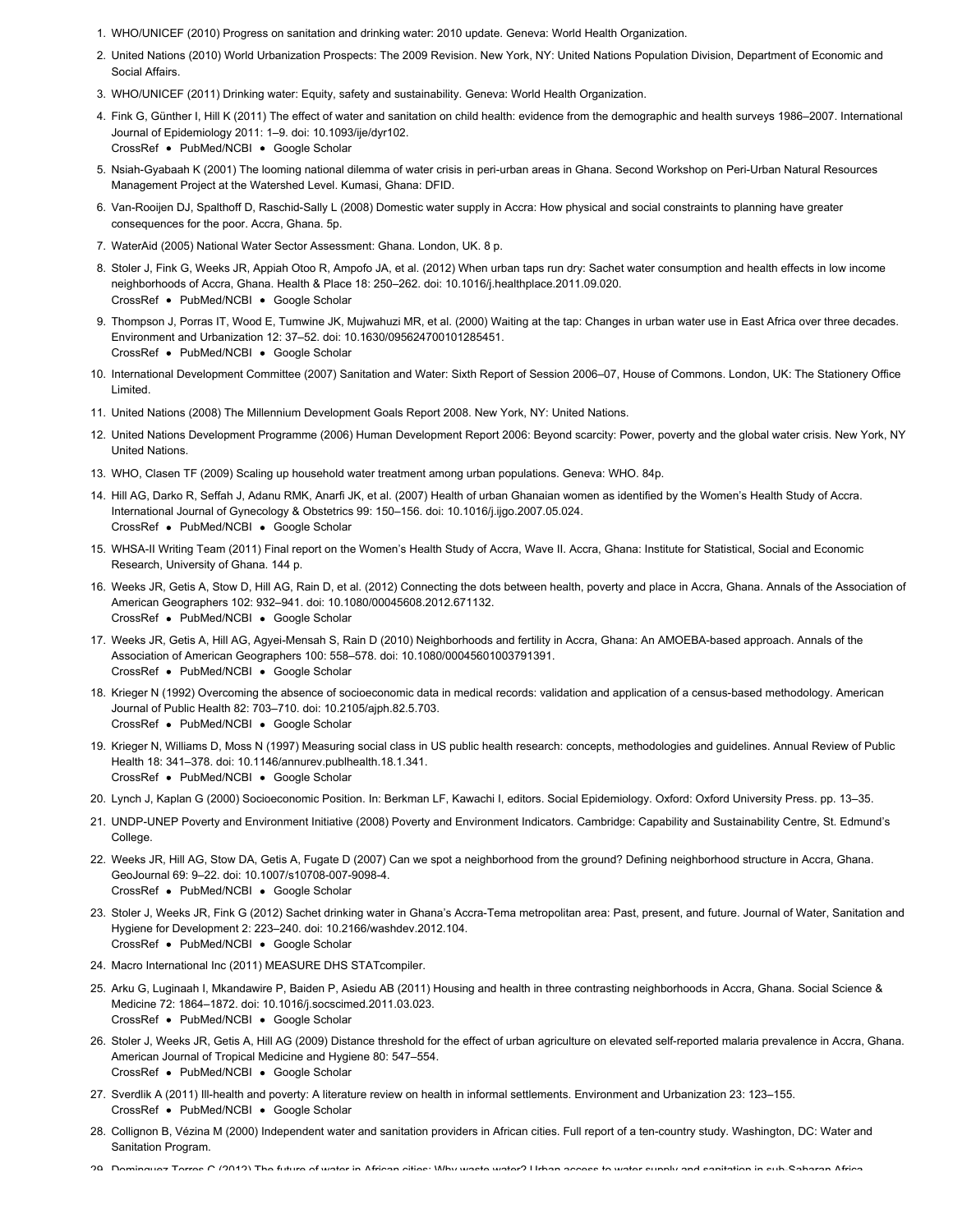1. WHO/UNICEF (2010) Progress on sanitation and drinking water: 2010 update. Geneva: World Health Organization.
2. United Nations (2010) World Urbanization Prospects: The 2009 Revision. New York, NY: United Nations Population Division, Department of Economic and Social Affairs.
3. WHO/UNICEF (2011) Drinking water: Equity, safety and sustainability. Geneva: World Health Organization.
4. Fink G, Günther I, Hill K (2011) The effect of water and sanitation on child health: evidence from the demographic and health surveys 1986–2007. International Journal of Epidemiology 2011: 1–9. doi: 10.1093/ije/dyr102.
   CrossRef • PubMed/NCBI • Google Scholar
5. Nsiah-Gyabaah K (2001) The looming national dilemma of water crisis in peri-urban areas in Ghana. Second Workshop on Peri-Urban Natural Resources Management Project at the Watershed Level. Kumasi, Ghana: DFID.
6. Van-Rooijen DJ, Spalthoff D, Raschid-Sally L (2008) Domestic water supply in Accra: How physical and social constraints to planning have greater consequences for the poor. Accra, Ghana. 5p.
7. WaterAid (2005) National Water Sector Assessment: Ghana. London, UK. 8 p.
8. Stoler J, Fink G, Weeks JR, Appiah Otoo R, Ampofo JA, et al. (2012) When urban taps run dry: Sachet water consumption and health effects in low income neighborhoods of Accra, Ghana. Health & Place 18: 250–262. doi: 10.1016/j.healthplace.2011.09.020.
   CrossRef • PubMed/NCBI • Google Scholar
9. Thompson J, Porras IT, Wood E, Tumwine JK, Mujwahuzi MR, et al. (2000) Waiting at the tap: Changes in urban water use in East Africa over three decades. Environment and Urbanization 12: 37–52. doi: 10.1630/095624700101285451.
   CrossRef • PubMed/NCBI • Google Scholar
10. International Development Committee (2007) Sanitation and Water: Sixth Report of Session 2006–07, House of Commons. London, UK: The Stationery Office Limited.
11. United Nations (2008) The Millennium Development Goals Report 2008. New York, NY: United Nations.
12. United Nations Development Programme (2006) Human Development Report 2006: Beyond scarcity: Power, poverty and the global water crisis. New York, NY United Nations.
13. WHO, Clasen TF (2009) Scaling up household water treatment among urban populations. Geneva: WHO. 84p.
14. Hill AG, Darko R, Seffah J, Adanu RMK, Anarfi JK, et al. (2007) Health of urban Ghanaian women as identified by the Women's Health Study of Accra. International Journal of Gynecology & Obstetrics 99: 150–156. doi: 10.1016/j.ijgo.2007.05.024.
    CrossRef • PubMed/NCBI • Google Scholar
15. WHSA-II Writing Team (2011) Final report on the Women's Health Study of Accra, Wave II. Accra, Ghana: Institute for Statistical, Social and Economic Research, University of Ghana. 144 p.
16. Weeks JR, Getis A, Stow D, Hill AG, Rain D, et al. (2012) Connecting the dots between health, poverty and place in Accra, Ghana. Annals of the Association of American Geographers 102: 932–941. doi: 10.1080/00045608.2012.671132.
    CrossRef • PubMed/NCBI • Google Scholar
17. Weeks JR, Getis A, Hill AG, Agyei-Mensah S, Rain D (2010) Neighborhoods and fertility in Accra, Ghana: An AMOEBA-based approach. Annals of the Association of American Geographers 100: 558–578. doi: 10.1080/00045601003791391.
    CrossRef • PubMed/NCBI • Google Scholar
18. Krieger N (1992) Overcoming the absence of socioeconomic data in medical records: validation and application of a census-based methodology. American Journal of Public Health 82: 703–710. doi: 10.2105/ajph.82.5.703.
    CrossRef • PubMed/NCBI • Google Scholar
19. Krieger N, Williams D, Moss N (1997) Measuring social class in US public health research: concepts, methodologies and guidelines. Annual Review of Public Health 18: 341–378. doi: 10.1146/annurev.publhealth.18.1.341.
    CrossRef • PubMed/NCBI • Google Scholar
20. Lynch J, Kaplan G (2000) Socioeconomic Position. In: Berkman LF, Kawachi I, editors. Social Epidemiology. Oxford: Oxford University Press. pp. 13–35.
21. UNDP-UNEP Poverty and Environment Initiative (2008) Poverty and Environment Indicators. Cambridge: Capability and Sustainability Centre, St. Edmund's College.
22. Weeks JR, Hill AG, Stow DA, Getis A, Fugate D (2007) Can we spot a neighborhood from the ground? Defining neighborhood structure in Accra, Ghana. GeoJournal 69: 9–22. doi: 10.1007/s10708-007-9098-4.
    CrossRef • PubMed/NCBI • Google Scholar
23. Stoler J, Weeks JR, Fink G (2012) Sachet drinking water in Ghana's Accra-Tema metropolitan area: Past, present, and future. Journal of Water, Sanitation and Hygiene for Development 2: 223–240. doi: 10.2166/washdev.2012.104.
    CrossRef • PubMed/NCBI • Google Scholar
24. Macro International Inc (2011) MEASURE DHS STATcompiler.
25. Arku G, Luginaah I, Mkandawire P, Baiden P, Asiedu AB (2011) Housing and health in three contrasting neighborhoods in Accra, Ghana. Social Science & Medicine 72: 1864–1872. doi: 10.1016/j.socscimed.2011.03.023.
    CrossRef • PubMed/NCBI • Google Scholar
26. Stoler J, Weeks JR, Getis A, Hill AG (2009) Distance threshold for the effect of urban agriculture on elevated self-reported malaria prevalence in Accra, Ghana. American Journal of Tropical Medicine and Hygiene 80: 547–554.
    CrossRef • PubMed/NCBI • Google Scholar
27. Sverdlik A (2011) Ill-health and poverty: A literature review on health in informal settlements. Environment and Urbanization 23: 123–155.
    CrossRef • PubMed/NCBI • Google Scholar
28. Collignon B, Vézina M (2000) Independent water and sanitation providers in African cities. Full report of a ten-country study. Washington, DC: Water and Sanitation Program.
29. Dominguez Torres C (2012) The future of water in African cities: Why waste water? Urban access to water supply and sanitation in sub-Saharan Africa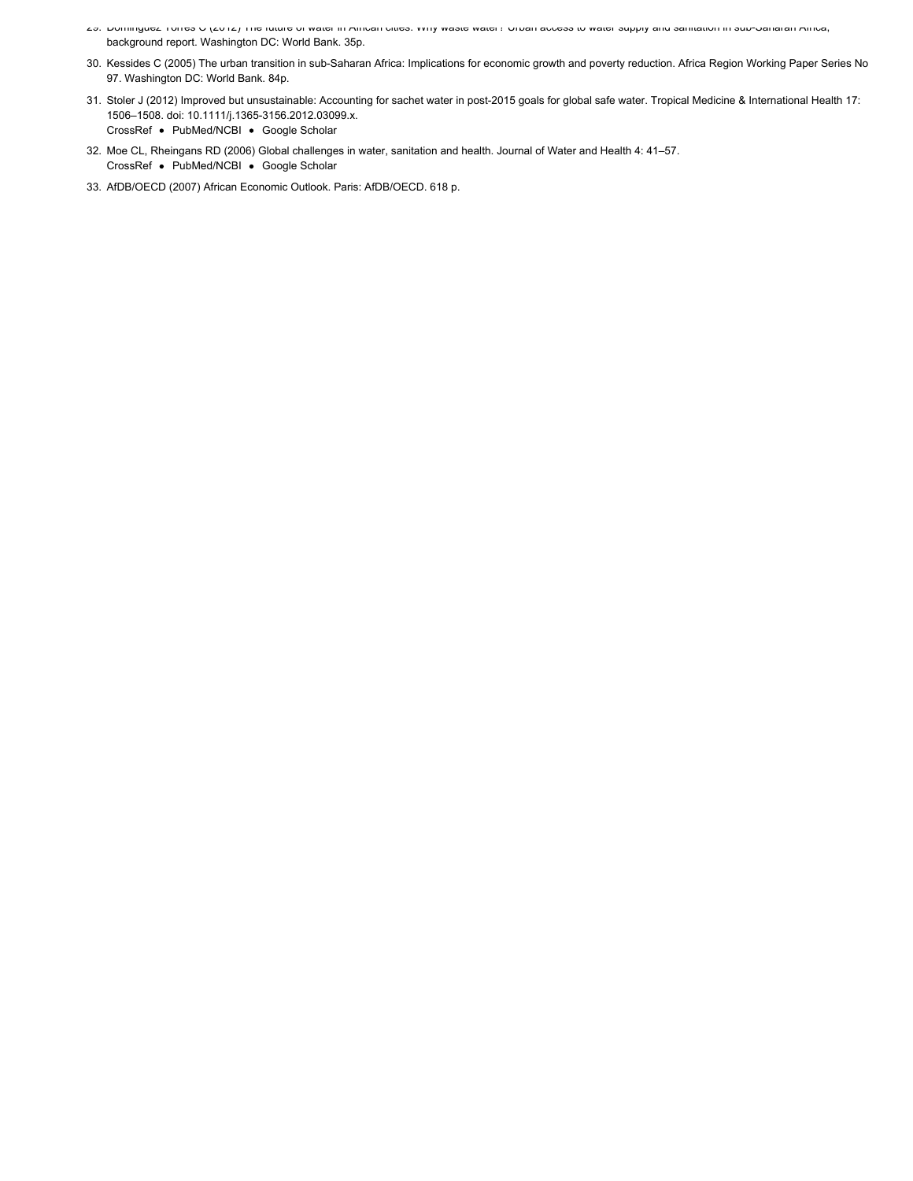29. Dominguez Torres C (2012) The future of water in African cities: Why waste water? Urban access to water supply and sanitation in sub-Saharan Africa, background report. Washington DC: World Bank. 35p.
30. Kessides C (2005) The urban transition in sub-Saharan Africa: Implications for economic growth and poverty reduction. Africa Region Working Paper Series No 97. Washington DC: World Bank. 84p.
31. Stoler J (2012) Improved but unsustainable: Accounting for sachet water in post-2015 goals for global safe water. Tropical Medicine & International Health 17: 1506–1508. doi: 10.1111/j.1365-3156.2012.03099.x.
    CrossRef • PubMed/NCBI • Google Scholar
32. Moe CL, Rheingans RD (2006) Global challenges in water, sanitation and health. Journal of Water and Health 4: 41–57.
    CrossRef • PubMed/NCBI • Google Scholar
33. AfDB/OECD (2007) African Economic Outlook. Paris: AfDB/OECD. 618 p.